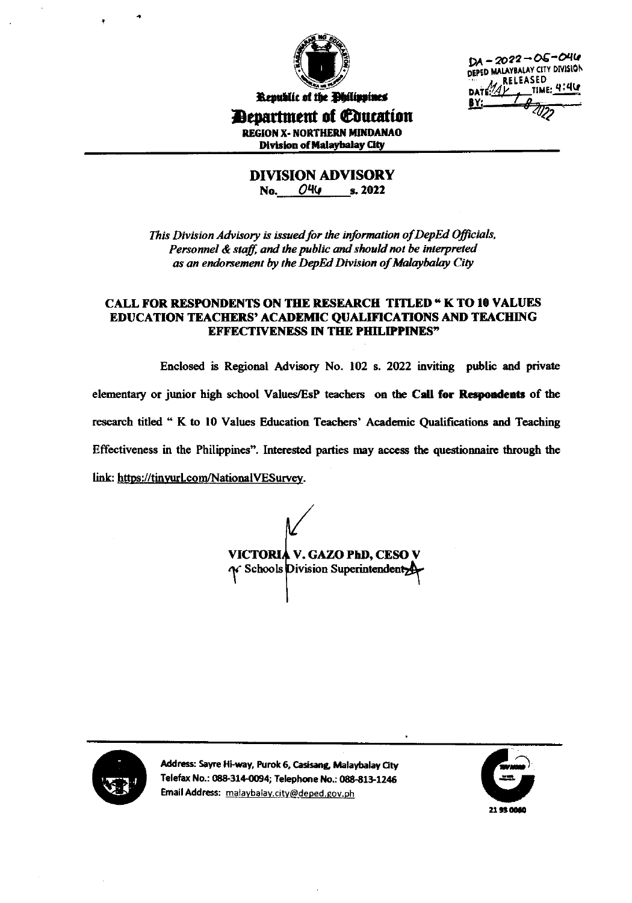Republic of the Philippines

**Department of Education**

**REGION X- NORTHERN MINDANAO**

**Division of Malaybalay City**

DA – 2022 – 05 – 046
DEPED MALAYBALAY CITY DIVISION
RELEASED
DATE: MAY 1 8 2022 TIME: 4:46
BY:

# DIVISION ADVISORY

**No. 046 s. 2022**

*This Division Advisory is issued for the information of DepEd Officials, Personnel & staff, and the public and should not be interpreted as an endorsement by the DepEd Division of Malaybalay City*

## CALL FOR RESPONDENTS ON THE RESEARCH TITLED " K TO 10 VALUES EDUCATION TEACHERS' ACADEMIC QUALIFICATIONS AND TEACHING EFFECTIVENESS IN THE PHILIPPINES"

Enclosed is Regional Advisory No. 102 s. 2022 inviting public and private elementary or junior high school Values/EsP teachers on the **Call for Respondents** of the research titled " K to 10 Values Education Teachers' Academic Qualifications and Teaching Effectiveness in the Philippines". Interested parties may access the questionnaire through the link: https://tinyurl.com/NationalVESurvey.

**VICTORIA V. GAZO PhD, CESO V**
Schools Division Superintendent

Address: Sayre Hi-way, Purok 6, Casisang, Malaybalay City
Telefax No.: 088-314-0094; Telephone No.: 088-813-1246
Email Address: malaybalay.city@deped.gov.ph

21 93 0060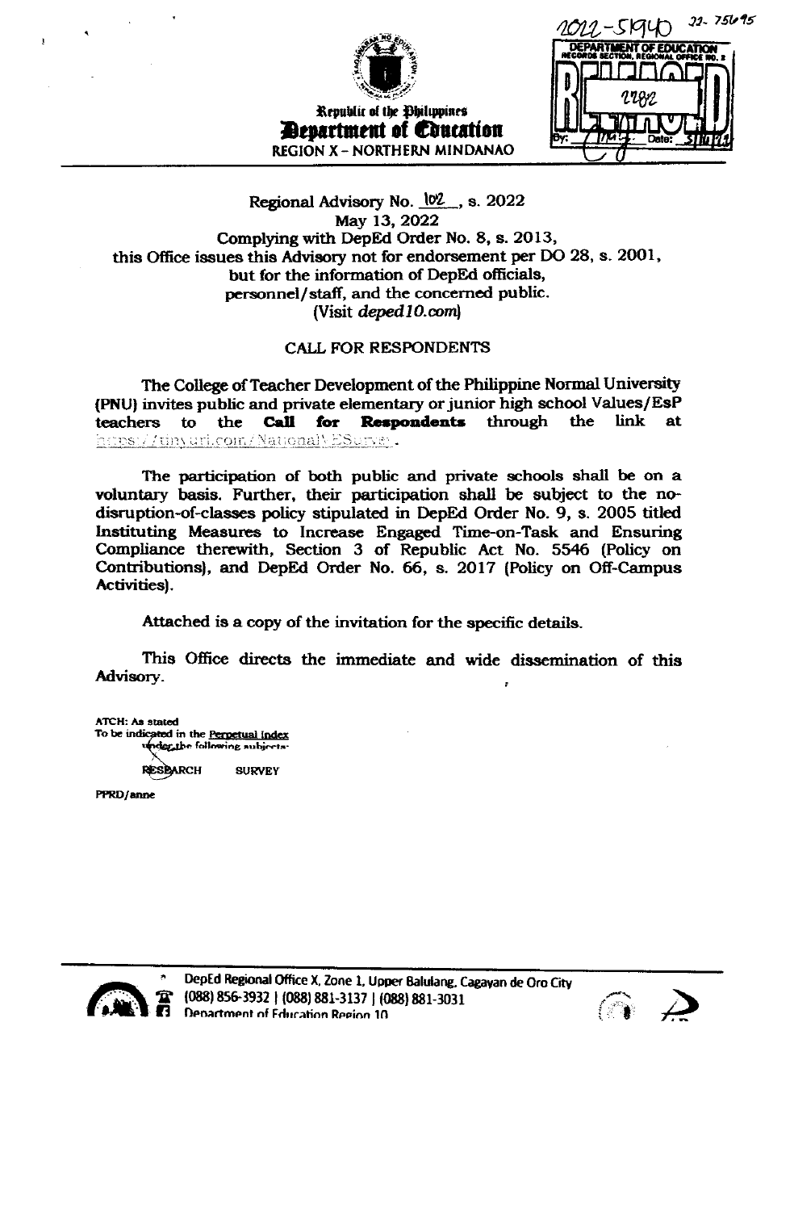Republic of the Philippines
**Department of Education**
REGION X – NORTHERN MINDANAO

2022-5940 22-75695

DEPARTMENT OF EDUCATION
RECORDS SECTION, REGIONAL OFFICE NO. X
RELEASED
2282
By: Date: 5/16/22

Regional Advisory No. 102, s. 2022
May 13, 2022
Complying with DepEd Order No. 8, s. 2013,
this Office issues this Advisory not for endorsement per DO 28, s. 2001,
but for the information of DepEd officials,
personnel/staff, and the concerned public.
(Visit *deped10.com*)

CALL FOR RESPONDENTS

The College of Teacher Development of the Philippine Normal University (PNU) invites public and private elementary or junior high school Values/EsP teachers to the **Call for Respondents** through the link at https://tinyurl.com/NationalVESurvey.

The participation of both public and private schools shall be on a voluntary basis. Further, their participation shall be subject to the no-disruption-of-classes policy stipulated in DepEd Order No. 9, s. 2005 titled Instituting Measures to Increase Engaged Time-on-Task and Ensuring Compliance therewith, Section 3 of Republic Act No. 5546 (Policy on Contributions), and DepEd Order No. 66, s. 2017 (Policy on Off-Campus Activities).

Attached is a copy of the invitation for the specific details.

This Office directs the immediate and wide dissemination of this Advisory.

ATCH: As stated
To be indicated in the Perpetual Index
under the following subjects:

RESEARCH SURVEY

PPRD/anne

DepEd Regional Office X, Zone 1, Upper Balulang, Cagayan de Oro City
(088) 856-3932 | (088) 881-3137 | (088) 881-3031
Department of Education Region 10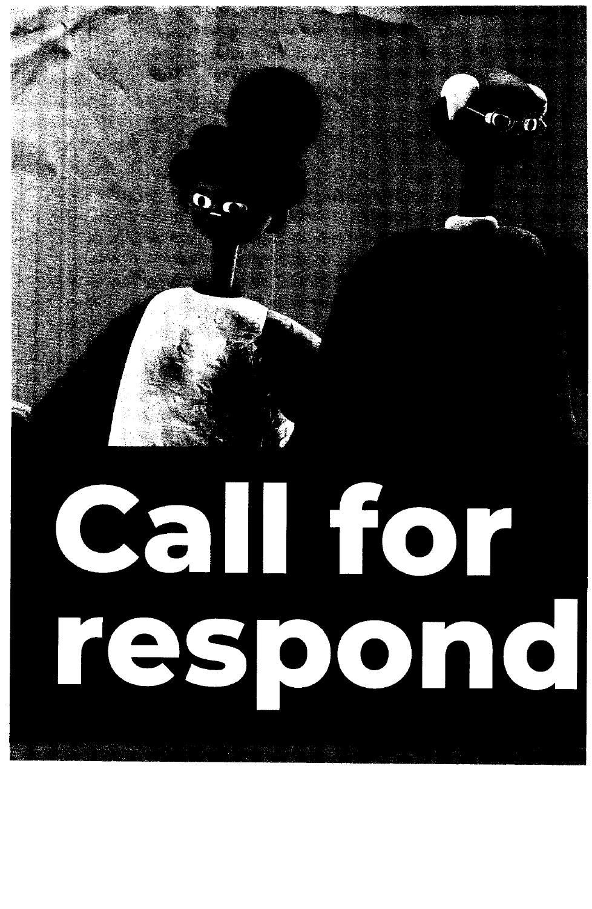# Call for respond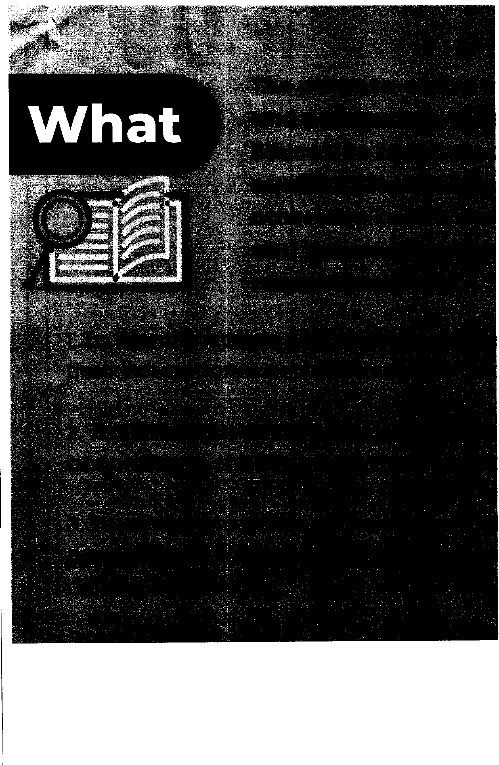# What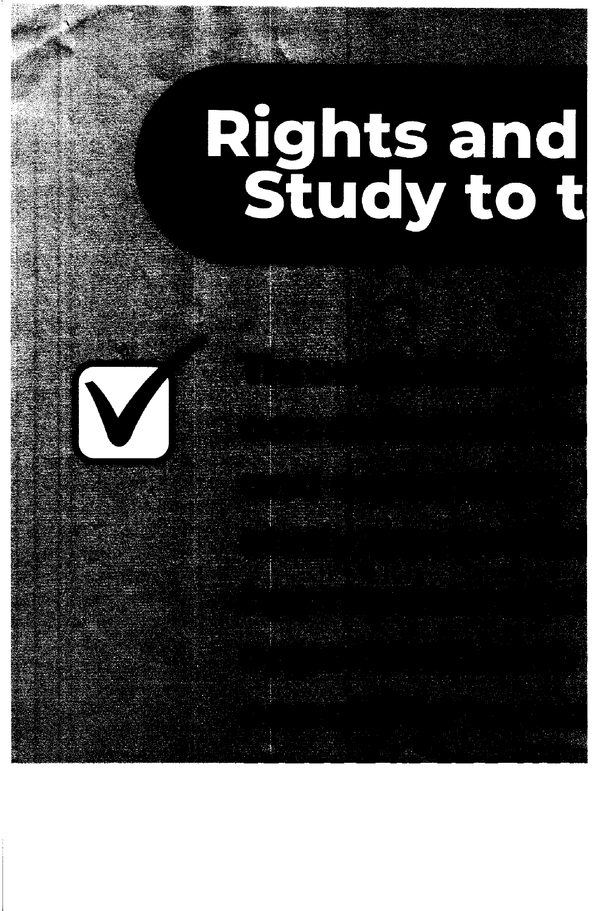# Rights and
# Study to t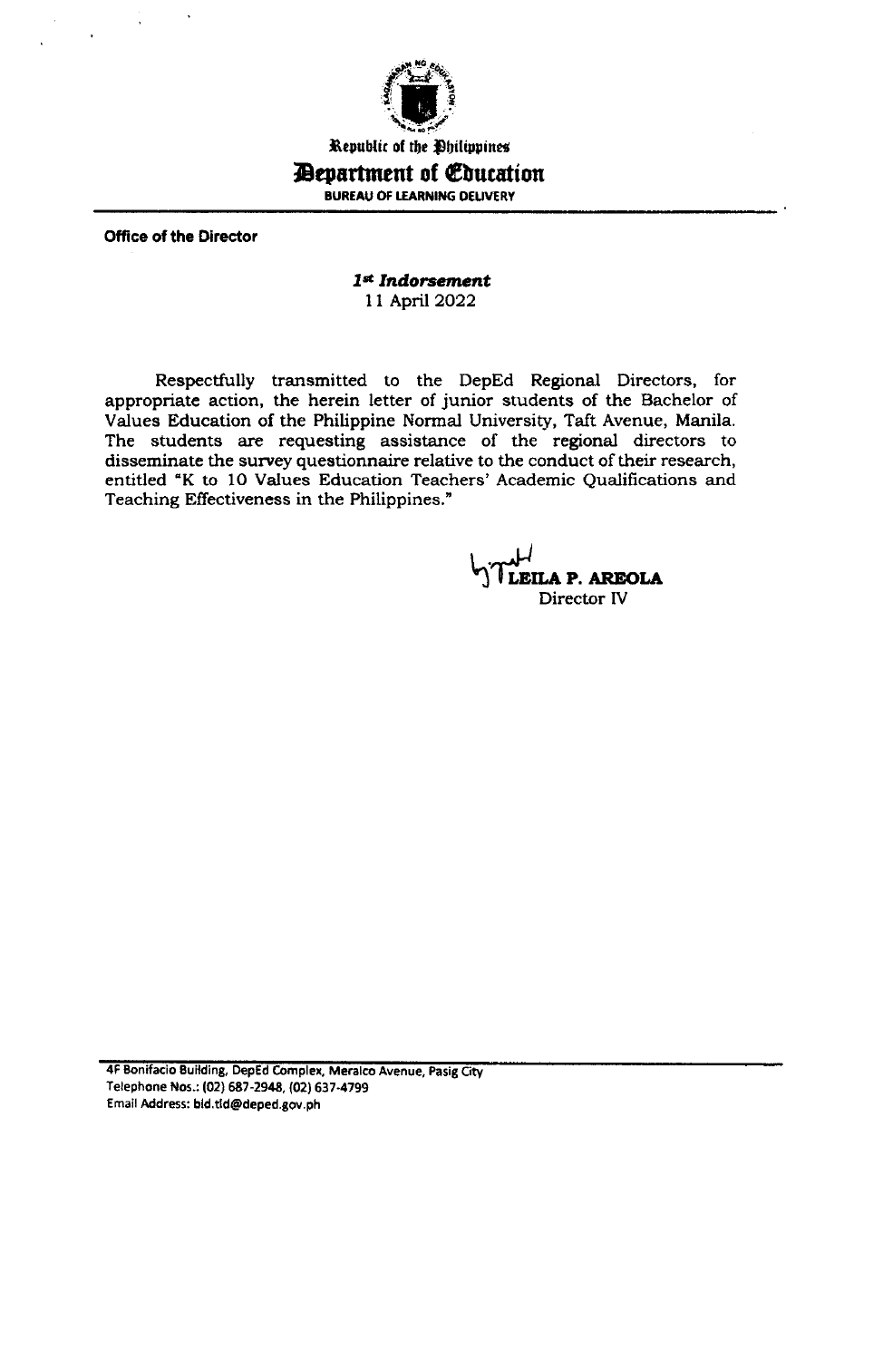Republic of the Philippines

# Department of Education

BUREAU OF LEARNING DELIVERY

**Office of the Director**

***1st Indorsement***
11 April 2022

Respectfully transmitted to the DepEd Regional Directors, for appropriate action, the herein letter of junior students of the Bachelor of Values Education of the Philippine Normal University, Taft Avenue, Manila. The students are requesting assistance of the regional directors to disseminate the survey questionnaire relative to the conduct of their research, entitled "K to 10 Values Education Teachers' Academic Qualifications and Teaching Effectiveness in the Philippines."

**LEILA P. AREOLA**
Director IV

4F Bonifacio Building, DepEd Complex, Meralco Avenue, Pasig City
Telephone Nos.: (02) 687-2948, (02) 637-4799
Email Address: bld.tld@deped.gov.ph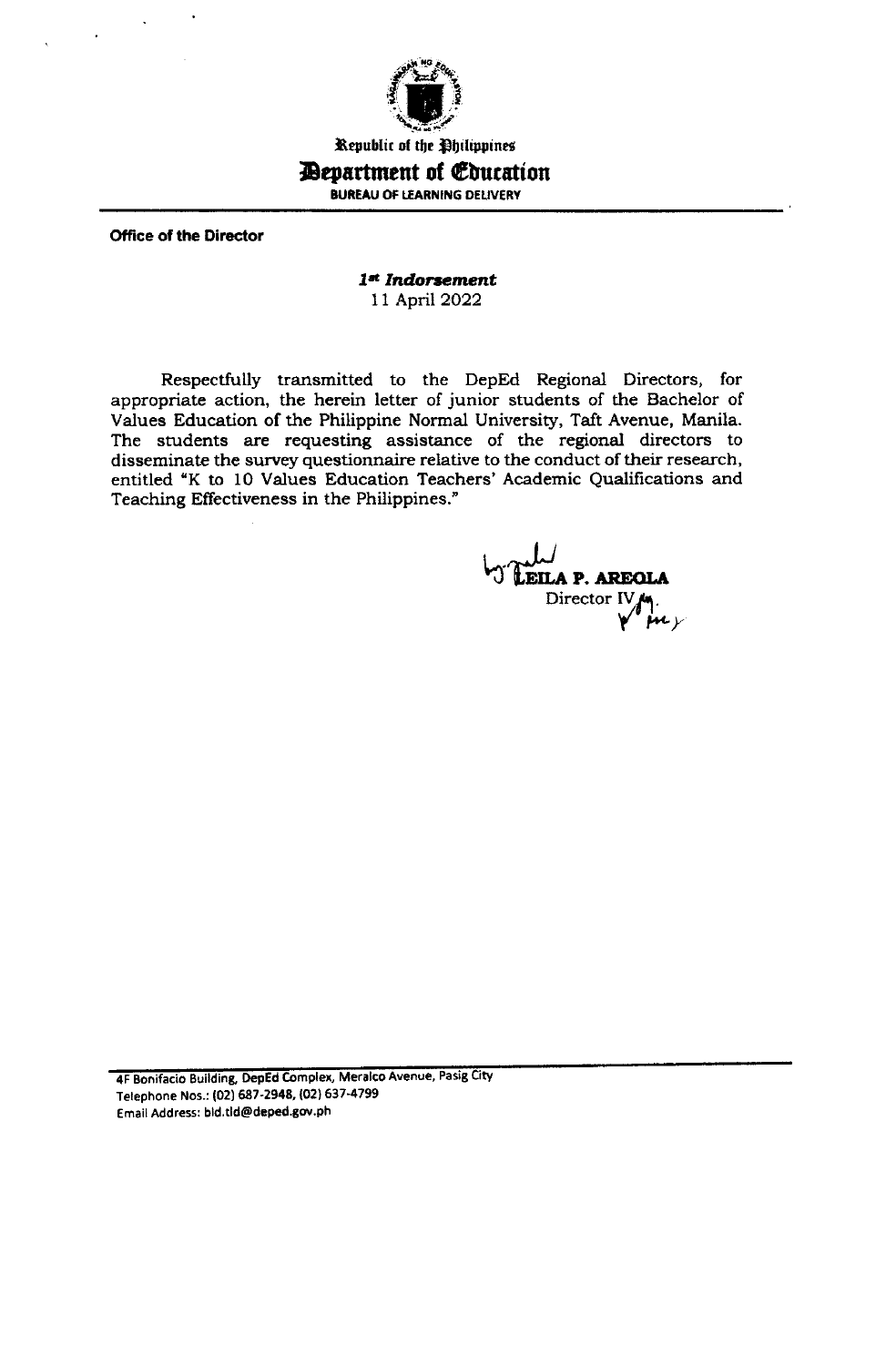Republic of the Philippines

**Department of Education**

**BUREAU OF LEARNING DELIVERY**

**Office of the Director**

***1st Indorsement***

11 April 2022

Respectfully transmitted to the DepEd Regional Directors, for appropriate action, the herein letter of junior students of the Bachelor of Values Education of the Philippine Normal University, Taft Avenue, Manila. The students are requesting assistance of the regional directors to disseminate the survey questionnaire relative to the conduct of their research, entitled "K to 10 Values Education Teachers' Academic Qualifications and Teaching Effectiveness in the Philippines."

**LEILA P. AREOLA**
Director IV

4F Bonifacio Building, DepEd Complex, Meralco Avenue, Pasig City
Telephone Nos.: (02) 687-2948, (02) 637-4799
Email Address: bld.tld@deped.gov.ph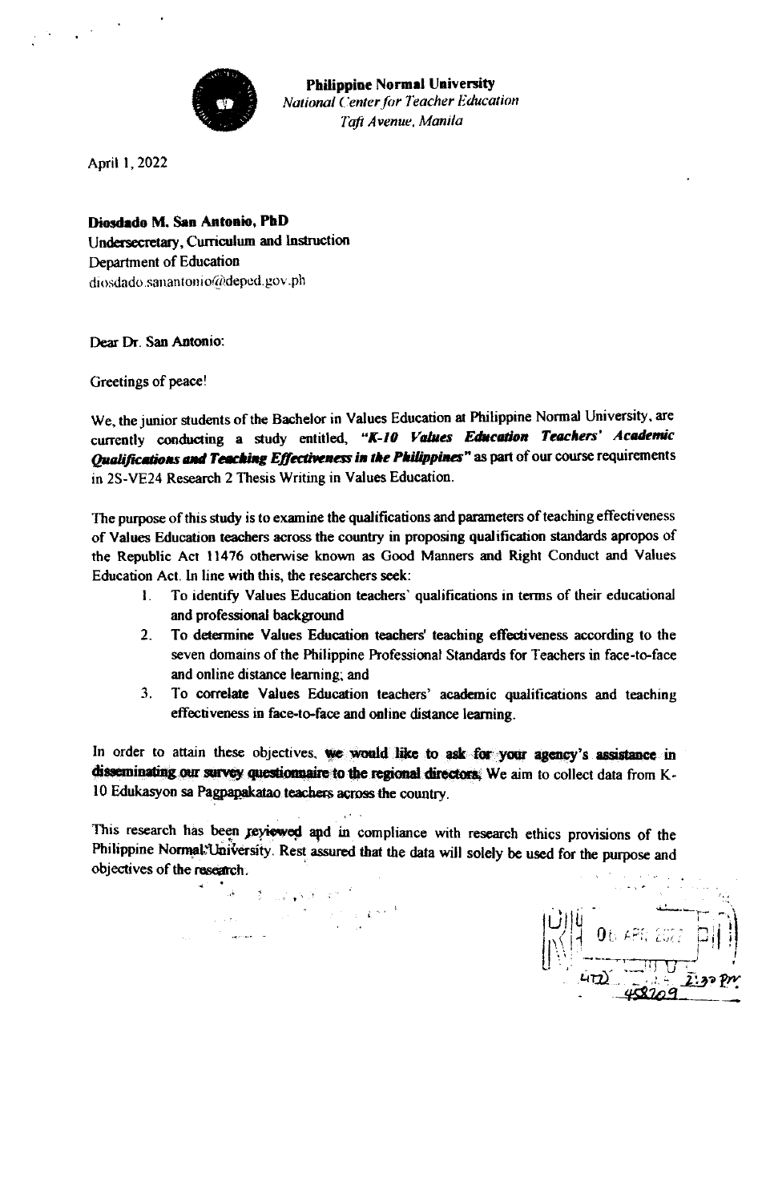**Philippine Normal University**
*National Center for Teacher Education*
*Taft Avenue, Manila*

April 1, 2022

**Diosdado M. San Antonio, PhD**
Undersecretary, Curriculum and Instruction
Department of Education
diosdado.sanantonio@deped.gov.ph

Dear Dr. San Antonio:

Greetings of peace!

We, the junior students of the Bachelor in Values Education at Philippine Normal University, are currently conducting a study entitled, ***"K-10 Values Education Teachers' Academic Qualifications and Teaching Effectiveness in the Philippines"*** as part of our course requirements in 2S-VE24 Research 2 Thesis Writing in Values Education.

The purpose of this study is to examine the qualifications and parameters of teaching effectiveness of Values Education teachers across the country in proposing qualification standards apropos of the Republic Act 11476 otherwise known as Good Manners and Right Conduct and Values Education Act. In line with this, the researchers seek:

1. To identify Values Education teachers' qualifications in terms of their educational and professional background
2. To determine Values Education teachers' teaching effectiveness according to the seven domains of the Philippine Professional Standards for Teachers in face-to-face and online distance learning; and
3. To correlate Values Education teachers' academic qualifications and teaching effectiveness in face-to-face and online distance learning.

In order to attain these objectives, **we would like to ask for your agency's assistance in disseminating our survey questionnaire to the regional directors.** We aim to collect data from K-10 Edukasyon sa Pagpapakatao teachers across the country.

This research has been reviewed and in compliance with research ethics provisions of the Philippine Normal University. Rest assured that the data will solely be used for the purpose and objectives of the research.

06 APR 2022
2:30 PM
458209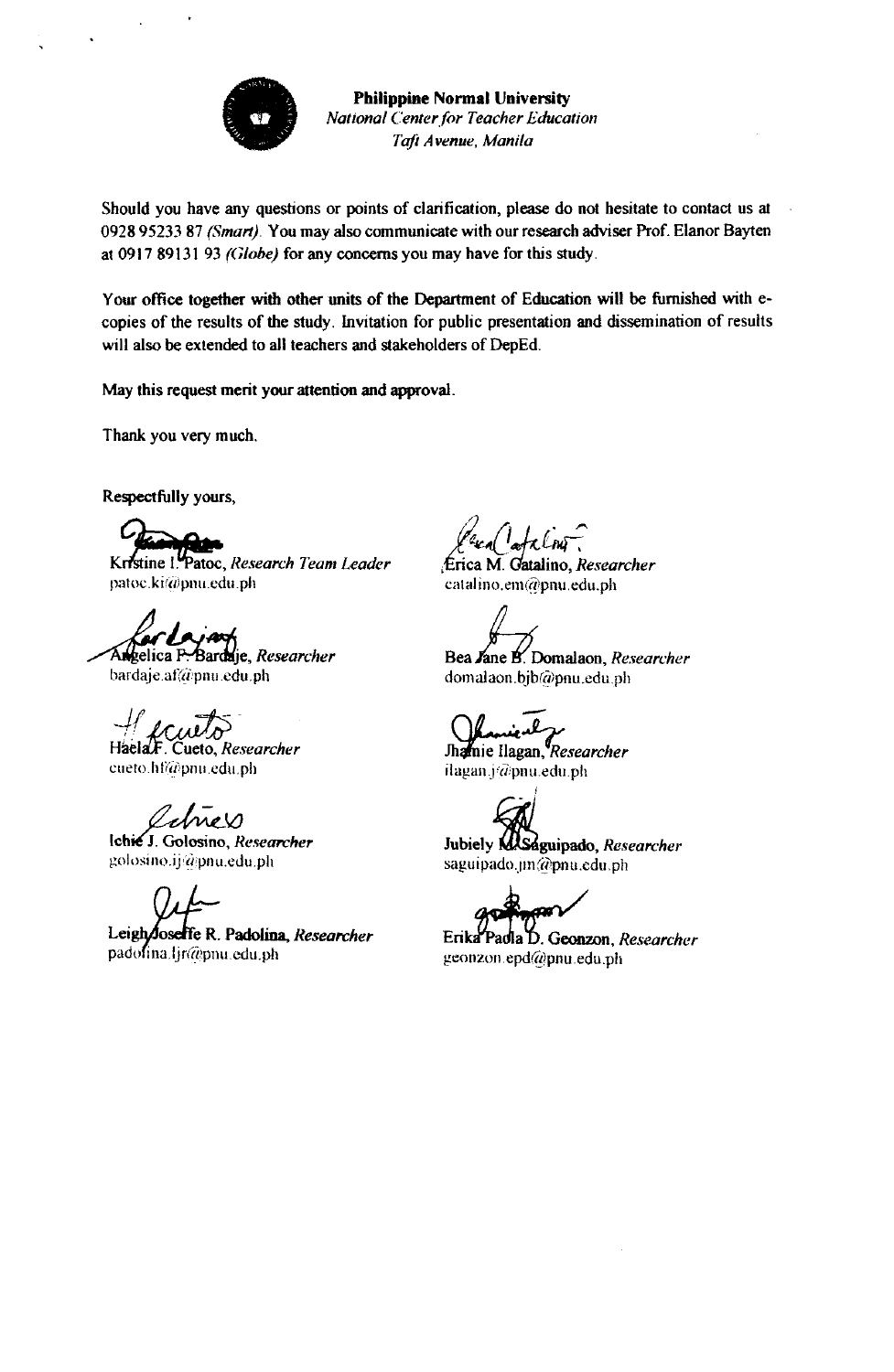**Philippine Normal University**
*National Center for Teacher Education*
*Taft Avenue, Manila*

Should you have any questions or points of clarification, please do not hesitate to contact us at 0928 95233 87 *(Smart)*. You may also communicate with our research adviser Prof. Elanor Bayten at 0917 89131 93 *(Globe)* for any concerns you may have for this study.

Your office together with other units of the Department of Education will be furnished with e-copies of the results of the study. Invitation for public presentation and dissemination of results will also be extended to all teachers and stakeholders of DepEd.

May this request merit your attention and approval.

Thank you very much.

Respectfully yours,

Kristine I. Patoc, *Research Team Leader*
patoc.ki@pnu.edu.ph

Erica M. Catalino, *Researcher*
catalino.em@pnu.edu.ph

Angelica F. Bardaje, *Researcher*
bardaje.af@pnu.edu.ph

Bea Jane B. Domalaon, *Researcher*
domalaon.bjb@pnu.edu.ph

Haela F. Cueto, *Researcher*
cueto.hf@pnu.edu.ph

Jhamie Ilagan, *Researcher*
ilagan.j@pnu.edu.ph

Ichie J. Golosino, *Researcher*
golosino.ij@pnu.edu.ph

Jubiely M. Saguipado, *Researcher*
saguipado.jm@pnu.edu.ph

Leigh Josette R. Padolina, *Researcher*
padolina.ljr@pnu.edu.ph

Erika Paola D. Geonzon, *Researcher*
geonzon.epd@pnu.edu.ph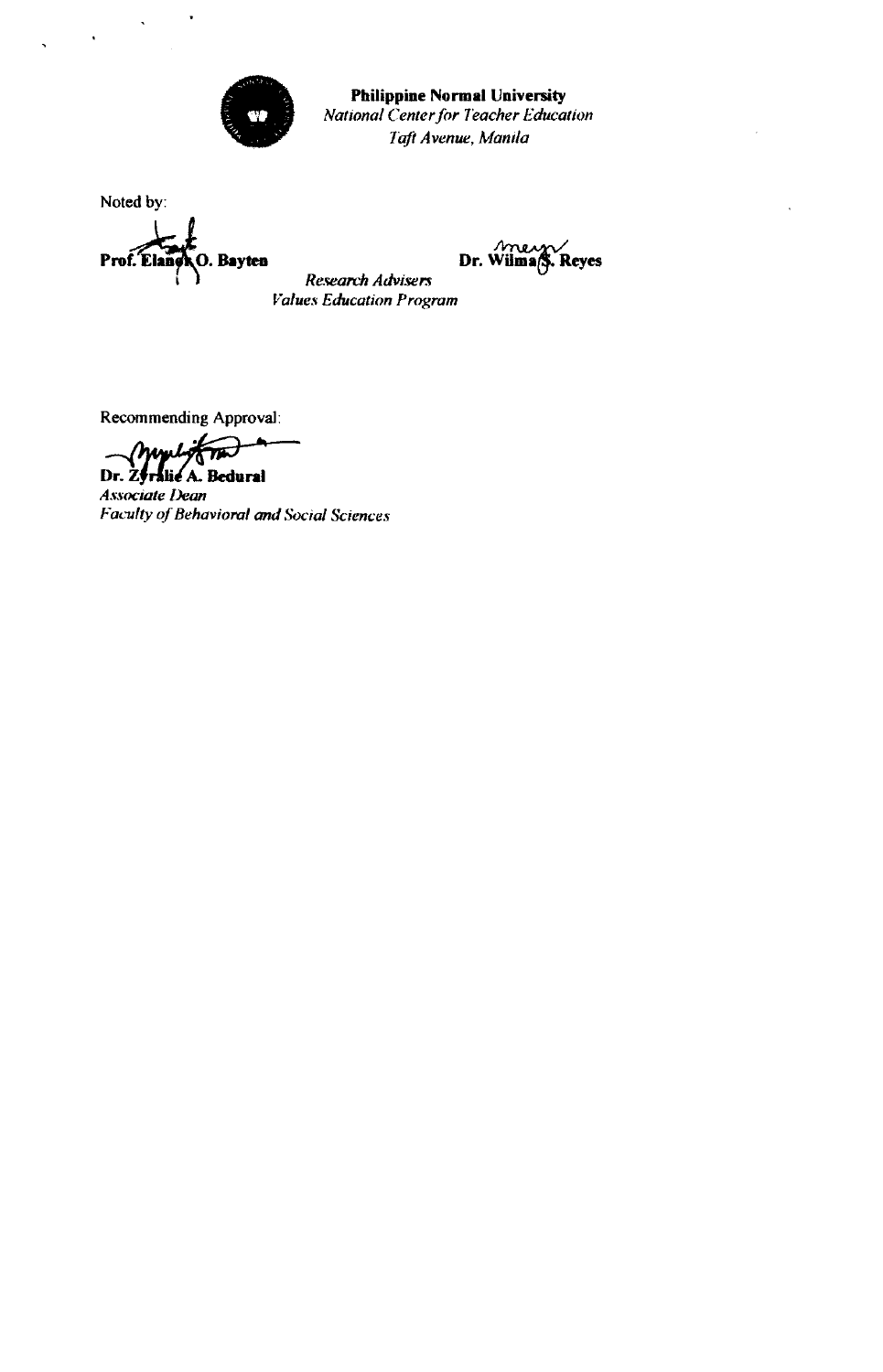**Philippine Normal University**
*National Center for Teacher Education*
*Taft Avenue, Manila*

Noted by:

**Prof. Elanor O. Bayten** **Dr. Wilma S. Reyes**
*Research Advisers*
*Values Education Program*

Recommending Approval:

**Dr. Zyralie A. Bedural**
*Associate Dean*
*Faculty of Behavioral and Social Sciences*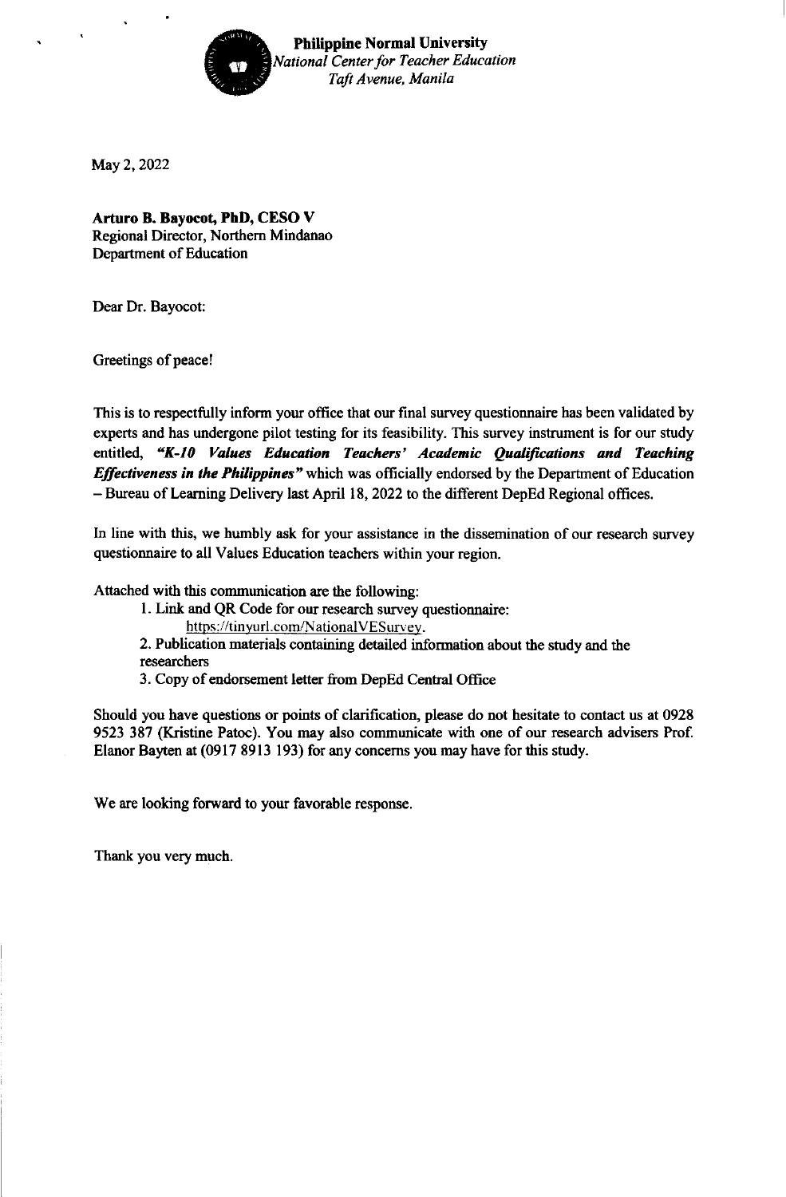**Philippine Normal University**
*National Center for Teacher Education*
*Taft Avenue, Manila*

May 2, 2022

**Arturo B. Bayocot, PhD, CESO V**
Regional Director, Northern Mindanao
Department of Education

Dear Dr. Bayocot:

Greetings of peace!

This is to respectfully inform your office that our final survey questionnaire has been validated by experts and has undergone pilot testing for its feasibility. This survey instrument is for our study entitled, ***"K-10 Values Education Teachers' Academic Qualifications and Teaching Effectiveness in the Philippines"*** which was officially endorsed by the Department of Education – Bureau of Learning Delivery last April 18, 2022 to the different DepEd Regional offices.

In line with this, we humbly ask for your assistance in the dissemination of our research survey questionnaire to all Values Education teachers within your region.

Attached with this communication are the following:

1. Link and QR Code for our research survey questionnaire: https://tinyurl.com/NationalVESurvey.
2. Publication materials containing detailed information about the study and the researchers
3. Copy of endorsement letter from DepEd Central Office

Should you have questions or points of clarification, please do not hesitate to contact us at 0928 9523 387 (Kristine Patoc). You may also communicate with one of our research advisers Prof. Elanor Bayten at (0917 8913 193) for any concerns you may have for this study.

We are looking forward to your favorable response.

Thank you very much.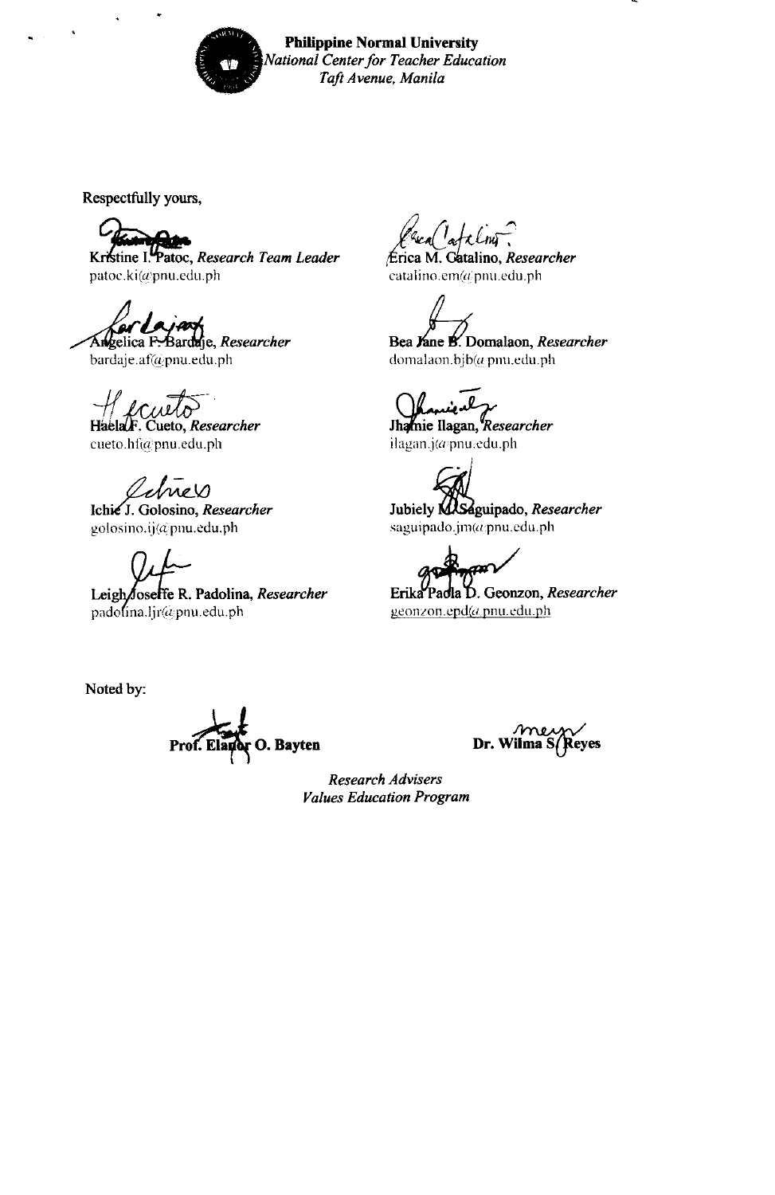**Philippine Normal University**
*National Center for Teacher Education*
*Taft Avenue, Manila*

Respectfully yours,

Kristine I. Patoc, *Research Team Leader*
patoc.ki@pnu.edu.ph

Angelica F. Bardaje, *Researcher*
bardaje.af@pnu.edu.ph

Haela F. Cueto, *Researcher*
cueto.hf@pnu.edu.ph

Ichie J. Golosino, *Researcher*
golosino.ij@pnu.edu.ph

Leigh Josette R. Padolina, *Researcher*
padolina.ljr@pnu.edu.ph

Erica M. Catalino, *Researcher*
catalino.em@pnu.edu.ph

Bea Jane B. Domalaon, *Researcher*
domalaon.bjb@pnu.edu.ph

Jhamie Ilagan, *Researcher*
ilagan.j@pnu.edu.ph

Jubiely M. Saguipado, *Researcher*
saguipado.jm@pnu.edu.ph

Erika Paola D. Geonzon, *Researcher*
geonzon.epd@pnu.edu.ph

Noted by:

**Prof. Elanor O. Bayten**

**Dr. Wilma S. Reyes**

*Research Advisers*
*Values Education Program*